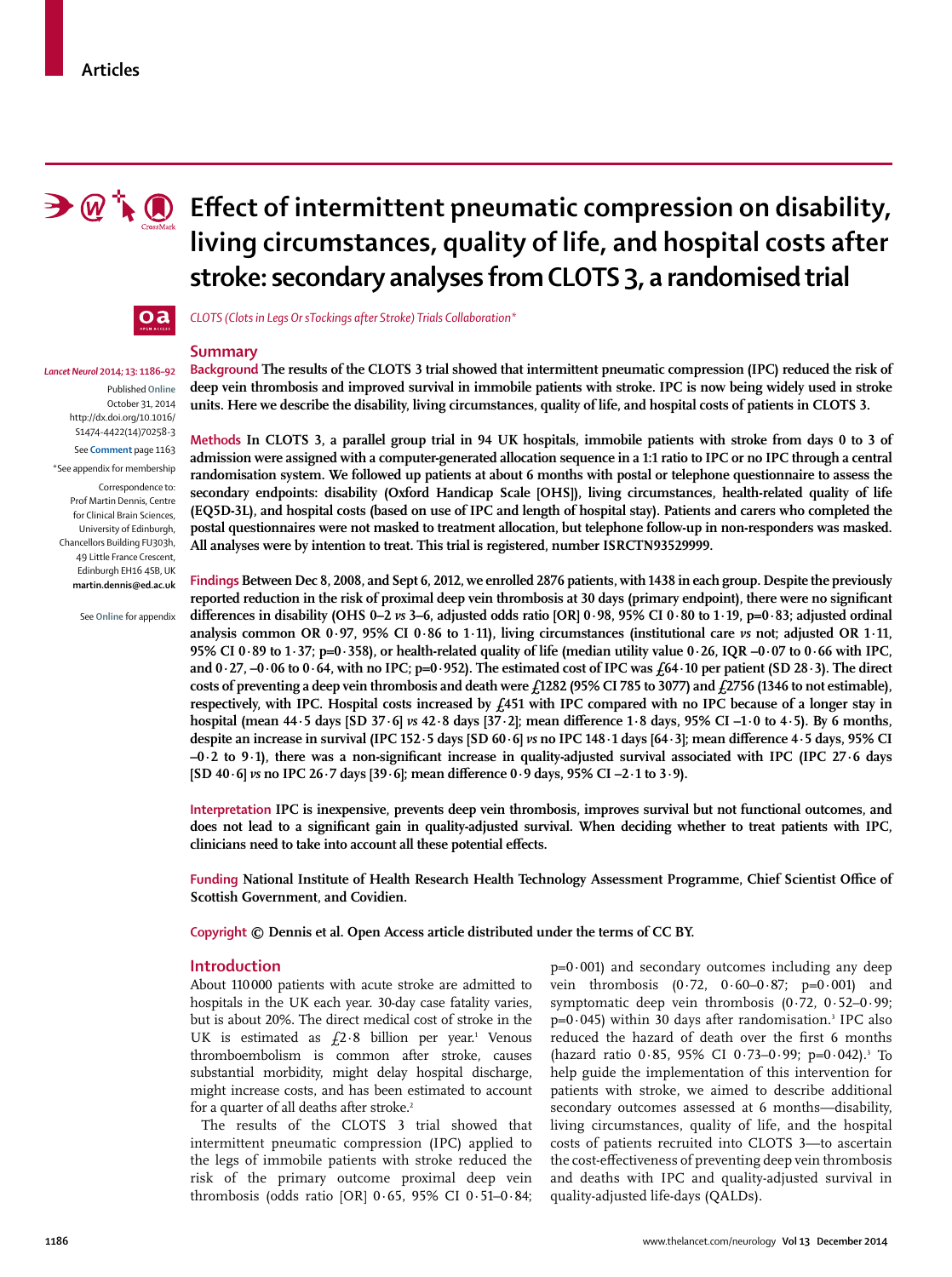Articles

# Effect of intermittent pneumatic compression on disability, living circumstances, quality of life, and hospital costs after stroke: secondary analyses from CLOTS 3, a randomised trial

*CLOTS (Clots in Legs Or sTockings after Stroke) Trials Collaboration\**

*Lancet Neurol* 2014; 13: 1186–92

Published Online October 31, 2014 http://dx.doi.org/10.1016/S1474-4422(14)70258-3

See Comment page 1163

\*See appendix for membership

Correspondence to: Prof Martin Dennis, Centre for Clinical Brain Sciences, University of Edinburgh, Chancellors Building FU303h, 49 Little France Crescent, Edinburgh EH16 4SB, UK **martin.dennis@ed.ac.uk**

See Online for appendix

## Summary

**Background** The results of the CLOTS 3 trial showed that intermittent pneumatic compression (IPC) reduced the risk of deep vein thrombosis and improved survival in immobile patients with stroke. IPC is now being widely used in stroke units. Here we describe the disability, living circumstances, quality of life, and hospital costs of patients in CLOTS 3.

**Methods** In CLOTS 3, a parallel group trial in 94 UK hospitals, immobile patients with stroke from days 0 to 3 of admission were assigned with a computer-generated allocation sequence in a 1:1 ratio to IPC or no IPC through a central randomisation system. We followed up patients at about 6 months with postal or telephone questionnaire to assess the secondary endpoints: disability (Oxford Handicap Scale [OHS]), living circumstances, health-related quality of life (EQ5D-3L), and hospital costs (based on use of IPC and length of hospital stay). Patients and carers who completed the postal questionnaires were not masked to treatment allocation, but telephone follow-up in non-responders was masked. All analyses were by intention to treat. This trial is registered, number ISRCTN93529999.

**Findings** Between Dec 8, 2008, and Sept 6, 2012, we enrolled 2876 patients, with 1438 in each group. Despite the previously reported reduction in the risk of proximal deep vein thrombosis at 30 days (primary endpoint), there were no significant differences in disability (OHS 0–2 *vs* 3–6, adjusted odds ratio [OR] 0·98, 95% CI 0·80 to 1·19, p=0·83; adjusted ordinal analysis common OR 0·97, 95% CI 0·86 to 1·11), living circumstances (institutional care *vs* not; adjusted OR 1·11, 95% CI 0·89 to 1·37; p=0·358), or health-related quality of life (median utility value 0·26, IQR –0·07 to 0·66 with IPC, and 0·27, –0·06 to 0·64, with no IPC; p=0·952). The estimated cost of IPC was £64·10 per patient (SD 28·3). The direct costs of preventing a deep vein thrombosis and death were £1282 (95% CI 785 to 3077) and £2756 (1346 to not estimable), respectively, with IPC. Hospital costs increased by £451 with IPC compared with no IPC because of a longer stay in hospital (mean 44·5 days [SD 37·6] *vs* 42·8 days [37·2]; mean difference 1·8 days, 95% CI –1·0 to 4·5). By 6 months, despite an increase in survival (IPC 152·5 days [SD 60·6] *vs* no IPC 148·1 days [64·3]; mean difference 4·5 days, 95% CI –0·2 to 9·1), there was a non-significant increase in quality-adjusted survival associated with IPC (IPC 27·6 days [SD 40·6] *vs* no IPC 26·7 days [39·6]; mean difference 0·9 days, 95% CI –2·1 to 3·9).

**Interpretation** IPC is inexpensive, prevents deep vein thrombosis, improves survival but not functional outcomes, and does not lead to a significant gain in quality-adjusted survival. When deciding whether to treat patients with IPC, clinicians need to take into account all these potential effects.

**Funding** National Institute of Health Research Health Technology Assessment Programme, Chief Scientist Office of Scottish Government, and Covidien.

**Copyright** © Dennis et al. Open Access article distributed under the terms of CC BY.

## Introduction

About 110 000 patients with acute stroke are admitted to hospitals in the UK each year. 30-day case fatality varies, but is about 20%. The direct medical cost of stroke in the UK is estimated as £2·8 billion per year.[1] Venous thromboembolism is common after stroke, causes substantial morbidity, might delay hospital discharge, might increase costs, and has been estimated to account for a quarter of all deaths after stroke.[2]

The results of the CLOTS 3 trial showed that intermittent pneumatic compression (IPC) applied to the legs of immobile patients with stroke reduced the risk of the primary outcome proximal deep vein thrombosis (odds ratio [OR] 0·65, 95% CI 0·51–0·84; p=0·001) and secondary outcomes including any deep vein thrombosis (0·72, 0·60–0·87; p=0·001) and symptomatic deep vein thrombosis (0·72, 0·52–0·99; p=0·045) within 30 days after randomisation.[3] IPC also reduced the hazard of death over the first 6 months (hazard ratio 0·85, 95% CI 0·73–0·99; p=0·042).[3] To help guide the implementation of this intervention for patients with stroke, we aimed to describe additional secondary outcomes assessed at 6 months—disability, living circumstances, quality of life, and the hospital costs of patients recruited into CLOTS 3—to ascertain the cost-effectiveness of preventing deep vein thrombosis and deaths with IPC and quality-adjusted survival in quality-adjusted life-days (QALDs).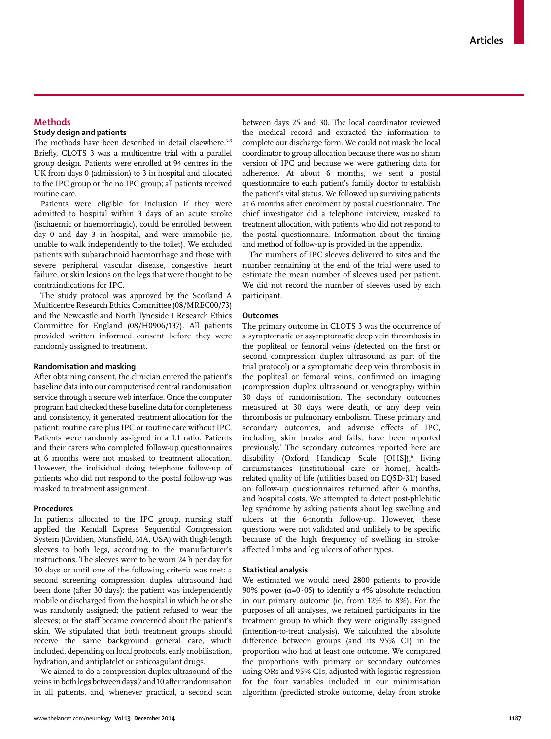## Methods

### Study design and patients

The methods have been described in detail elsewhere.[3–5] Briefly, CLOTS 3 was a multicentre trial with a parallel group design. Patients were enrolled at 94 centres in the UK from days 0 (admission) to 3 in hospital and allocated to the IPC group or the no IPC group; all patients received routine care.

Patients were eligible for inclusion if they were admitted to hospital within 3 days of an acute stroke (ischaemic or haemorrhagic), could be enrolled between day 0 and day 3 in hospital, and were immobile (ie, unable to walk independently to the toilet). We excluded patients with subarachnoid haemorrhage and those with severe peripheral vascular disease, congestive heart failure, or skin lesions on the legs that were thought to be contraindications for IPC.

The study protocol was approved by the Scotland A Multicentre Research Ethics Committee (08/MREC00/73) and the Newcastle and North Tyneside 1 Research Ethics Committee for England (08/H0906/137). All patients provided written informed consent before they were randomly assigned to treatment.

### Randomisation and masking

After obtaining consent, the clinician entered the patient's baseline data into our computerised central randomisation service through a secure web interface. Once the computer program had checked these baseline data for completeness and consistency, it generated treatment allocation for the patient: routine care plus IPC or routine care without IPC. Patients were randomly assigned in a 1:1 ratio. Patients and their carers who completed follow-up questionnaires at 6 months were not masked to treatment allocation. However, the individual doing telephone follow-up of patients who did not respond to the postal follow-up was masked to treatment assignment.

### Procedures

In patients allocated to the IPC group, nursing staff applied the Kendall Express Sequential Compression System (Covidien, Mansfield, MA, USA) with thigh-length sleeves to both legs, according to the manufacturer's instructions. The sleeves were to be worn 24 h per day for 30 days or until one of the following criteria was met: a second screening compression duplex ultrasound had been done (after 30 days); the patient was independently mobile or discharged from the hospital in which he or she was randomly assigned; the patient refused to wear the sleeves; or the staff became concerned about the patient's skin. We stipulated that both treatment groups should receive the same background general care, which included, depending on local protocols, early mobilisation, hydration, and antiplatelet or anticoagulant drugs.

We aimed to do a compression duplex ultrasound of the veins in both legs between days 7 and 10 after randomisation in all patients, and, whenever practical, a second scan between days 25 and 30. The local coordinator reviewed the medical record and extracted the information to complete our discharge form. We could not mask the local coordinator to group allocation because there was no sham version of IPC and because we were gathering data for adherence. At about 6 months, we sent a postal questionnaire to each patient's family doctor to establish the patient's vital status. We followed up surviving patients at 6 months after enrolment by postal questionnaire. The chief investigator did a telephone interview, masked to treatment allocation, with patients who did not respond to the postal questionnaire. Information about the timing and method of follow-up is provided in the appendix.

The numbers of IPC sleeves delivered to sites and the number remaining at the end of the trial were used to estimate the mean number of sleeves used per patient. We did not record the number of sleeves used by each participant.

### Outcomes

The primary outcome in CLOTS 3 was the occurrence of a symptomatic or asymptomatic deep vein thrombosis in the popliteal or femoral veins (detected on the first or second compression duplex ultrasound as part of the trial protocol) or a symptomatic deep vein thrombosis in the popliteal or femoral veins, confirmed on imaging (compression duplex ultrasound or venography) within 30 days of randomisation. The secondary outcomes measured at 30 days were death, or any deep vein thrombosis or pulmonary embolism. These primary and secondary outcomes, and adverse effects of IPC, including skin breaks and falls, have been reported previously.[3] The secondary outcomes reported here are disability (Oxford Handicap Scale [OHS]),[6] living circumstances (institutional care or home), health-related quality of life (utilities based on EQ5D-3L[7]) based on follow-up questionnaires returned after 6 months, and hospital costs. We attempted to detect post-phlebitic leg syndrome by asking patients about leg swelling and ulcers at the 6-month follow-up. However, these questions were not validated and unlikely to be specific because of the high frequency of swelling in stroke-affected limbs and leg ulcers of other types.

### Statistical analysis

We estimated we would need 2800 patients to provide 90% power ($\alpha=0 \cdot 05$) to identify a 4% absolute reduction in our primary outcome (ie, from 12% to 8%). For the purposes of all analyses, we retained participants in the treatment group to which they were originally assigned (intention-to-treat analysis). We calculated the absolute difference between groups (and its 95% CI) in the proportion who had at least one outcome. We compared the proportions with primary or secondary outcomes using ORs and 95% CIs, adjusted with logistic regression for the four variables included in our minimisation algorithm (predicted stroke outcome, delay from stroke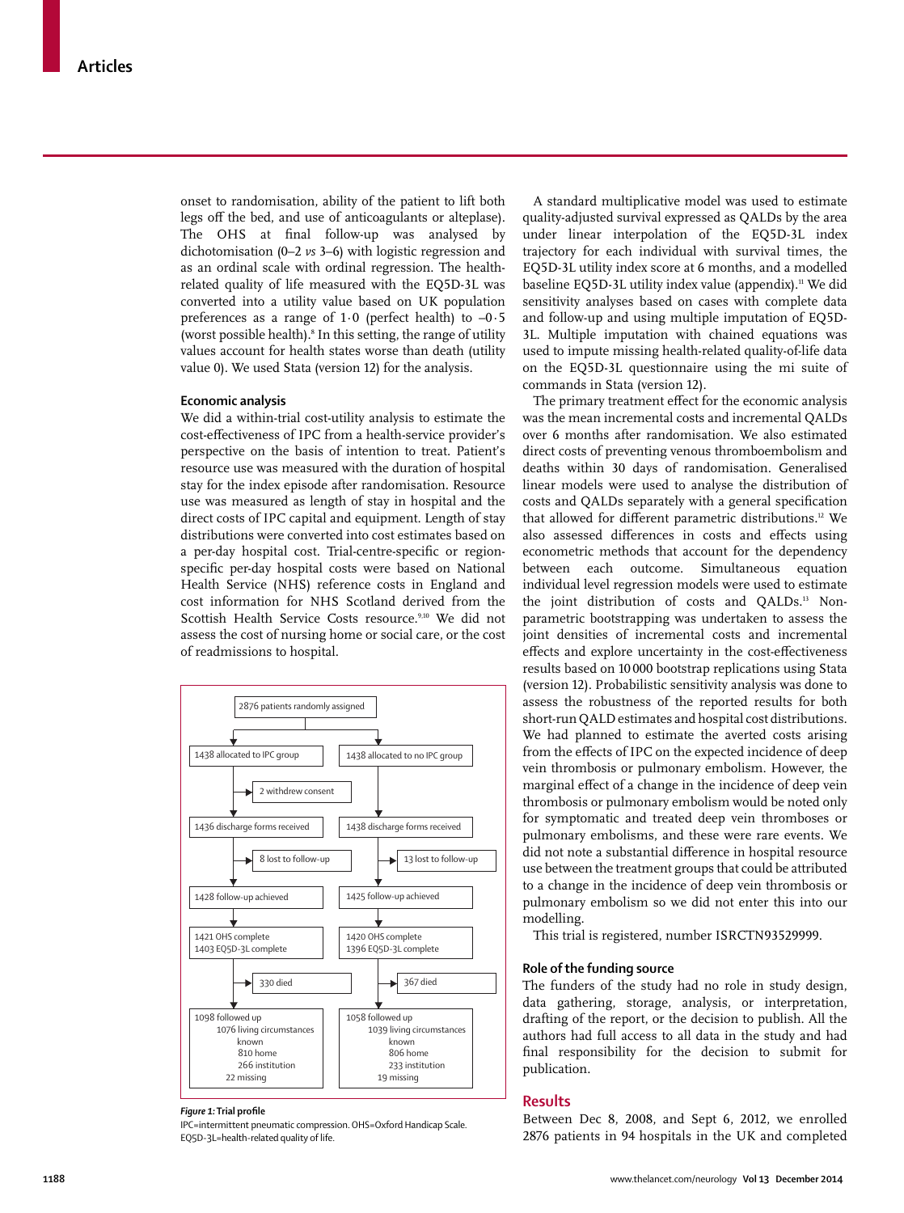onset to randomisation, ability of the patient to lift both legs off the bed, and use of anticoagulants or alteplase). The OHS at final follow-up was analysed by dichotomisation (0–2 *vs* 3–6) with logistic regression and as an ordinal scale with ordinal regression. The health-related quality of life measured with the EQ5D-3L was converted into a utility value based on UK population preferences as a range of 1·0 (perfect health) to –0·5 (worst possible health).[8] In this setting, the range of utility values account for health states worse than death (utility value 0). We used Stata (version 12) for the analysis.

### Economic analysis

We did a within-trial cost-utility analysis to estimate the cost-effectiveness of IPC from a health-service provider's perspective on the basis of intention to treat. Patient's resource use was measured with the duration of hospital stay for the index episode after randomisation. Resource use was measured as length of stay in hospital and the direct costs of IPC capital and equipment. Length of stay distributions were converted into cost estimates based on a per-day hospital cost. Trial-centre-specific or region-specific per-day hospital costs were based on National Health Service (NHS) reference costs in England and cost information for NHS Scotland derived from the Scottish Health Service Costs resource.[9,10] We did not assess the cost of nursing home or social care, or the cost of readmissions to hospital.

| IPC group | No IPC group |
|---|---|
| 2876 patients randomly assigned | |
| 1438 allocated to IPC group | 1438 allocated to no IPC group |
| → 2 withdrew consent | |
| 1436 discharge forms received | 1438 discharge forms received |
| → 8 lost to follow-up | → 13 lost to follow-up |
| 1428 follow-up achieved | 1425 follow-up achieved |
| 1421 OHS complete; 1403 EQ5D-3L complete | 1420 OHS complete; 1396 EQ5D-3L complete |
| → 330 died | → 367 died |
| 1098 followed up; 1076 living circumstances known (810 home, 266 institution); 22 missing | 1058 followed up; 1039 living circumstances known (806 home, 233 institution); 19 missing |

***Figure 1:* Trial profile**

IPC=intermittent pneumatic compression. OHS=Oxford Handicap Scale. EQ5D-3L=health-related quality of life.

A standard multiplicative model was used to estimate quality-adjusted survival expressed as QALDs by the area under linear interpolation of the EQ5D-3L index trajectory for each individual with survival times, the EQ5D-3L utility index score at 6 months, and a modelled baseline EQ5D-3L utility index value (appendix).[11] We did sensitivity analyses based on cases with complete data and follow-up and using multiple imputation of EQ5D-3L. Multiple imputation with chained equations was used to impute missing health-related quality-of-life data on the EQ5D-3L questionnaire using the mi suite of commands in Stata (version 12).

The primary treatment effect for the economic analysis was the mean incremental costs and incremental QALDs over 6 months after randomisation. We also estimated direct costs of preventing venous thromboembolism and deaths within 30 days of randomisation. Generalised linear models were used to analyse the distribution of costs and QALDs separately with a general specification that allowed for different parametric distributions.[12] We also assessed differences in costs and effects using econometric methods that account for the dependency between each outcome. Simultaneous equation individual level regression models were used to estimate the joint distribution of costs and QALDs.[13] Non-parametric bootstrapping was undertaken to assess the joint densities of incremental costs and incremental effects and explore uncertainty in the cost-effectiveness results based on 10 000 bootstrap replications using Stata (version 12). Probabilistic sensitivity analysis was done to assess the robustness of the reported results for both short-run QALD estimates and hospital cost distributions. We had planned to estimate the averted costs arising from the effects of IPC on the expected incidence of deep vein thrombosis or pulmonary embolism. However, the marginal effect of a change in the incidence of deep vein thrombosis or pulmonary embolism would be noted only for symptomatic and treated deep vein thromboses or pulmonary embolisms, and these were rare events. We did not note a substantial difference in hospital resource use between the treatment groups that could be attributed to a change in the incidence of deep vein thrombosis or pulmonary embolism so we did not enter this into our modelling.

This trial is registered, number ISRCTN93529999.

### Role of the funding source

The funders of the study had no role in study design, data gathering, storage, analysis, or interpretation, drafting of the report, or the decision to publish. All the authors had full access to all data in the study and had final responsibility for the decision to submit for publication.

## Results

Between Dec 8, 2008, and Sept 6, 2012, we enrolled 2876 patients in 94 hospitals in the UK and completed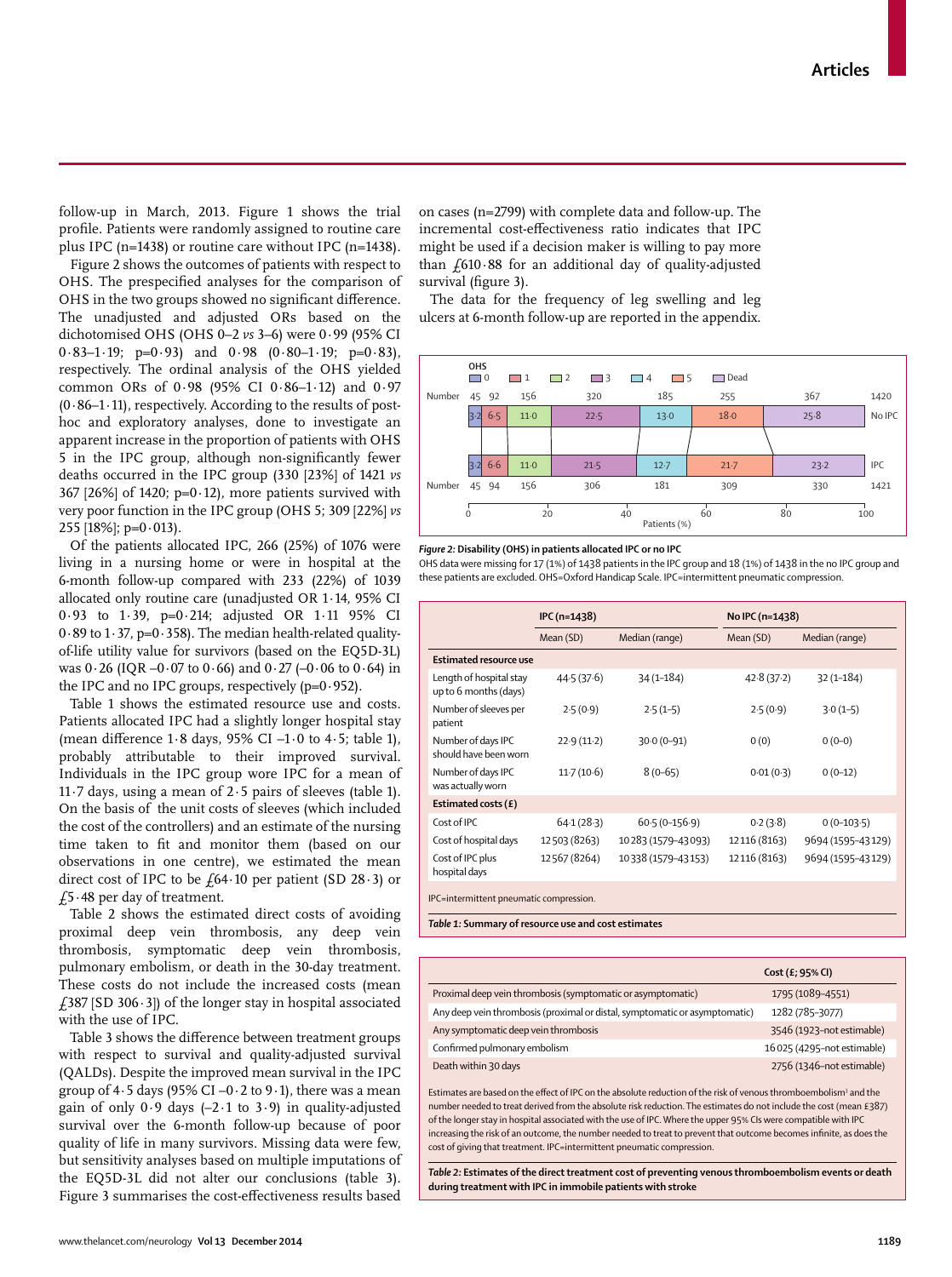follow-up in March, 2013. Figure 1 shows the trial profile. Patients were randomly assigned to routine care plus IPC (n=1438) or routine care without IPC (n=1438).

Figure 2 shows the outcomes of patients with respect to OHS. The prespecified analyses for the comparison of OHS in the two groups showed no significant difference. The unadjusted and adjusted ORs based on the dichotomised OHS (OHS 0–2 *vs* 3–6) were 0·99 (95% CI 0·83–1·19; p=0·93) and 0·98 (0·80–1·19; p=0·83), respectively. The ordinal analysis of the OHS yielded common ORs of 0·98 (95% CI 0·86–1·12) and 0·97 (0·86–1·11), respectively. According to the results of post-hoc and exploratory analyses, done to investigate an apparent increase in the proportion of patients with OHS 5 in the IPC group, although non-significantly fewer deaths occurred in the IPC group (330 [23%] of 1421 *vs* 367 [26%] of 1420; p=0·12), more patients survived with very poor function in the IPC group (OHS 5; 309 [22%] *vs* 255 [18%]; p=0·013).

Of the patients allocated IPC, 266 (25%) of 1076 were living in a nursing home or were in hospital at the 6-month follow-up compared with 233 (22%) of 1039 allocated only routine care (unadjusted OR 1·14, 95% CI 0·93 to 1·39, p=0·214; adjusted OR 1·11 95% CI 0·89 to 1·37, p=0·358). The median health-related quality-of-life utility value for survivors (based on the EQ5D-3L) was 0·26 (IQR –0·07 to 0·66) and 0·27 (–0·06 to 0·64) in the IPC and no IPC groups, respectively (p=0·952).

Table 1 shows the estimated resource use and costs. Patients allocated IPC had a slightly longer hospital stay (mean difference 1·8 days, 95% CI –1·0 to 4·5; table 1), probably attributable to their improved survival. Individuals in the IPC group wore IPC for a mean of 11·7 days, using a mean of 2·5 pairs of sleeves (table 1). On the basis of the unit costs of sleeves (which included the cost of the controllers) and an estimate of the nursing time taken to fit and monitor them (based on our observations in one centre), we estimated the mean direct cost of IPC to be £64·10 per patient (SD 28·3) or £5·48 per day of treatment.

Table 2 shows the estimated direct costs of avoiding proximal deep vein thrombosis, any deep vein thrombosis, symptomatic deep vein thrombosis, pulmonary embolism, or death in the 30-day treatment. These costs do not include the increased costs (mean £387 [SD 306·3]) of the longer stay in hospital associated with the use of IPC.

Table 3 shows the difference between treatment groups with respect to survival and quality-adjusted survival (QALDs). Despite the improved mean survival in the IPC group of 4·5 days (95% CI –0·2 to 9·1), there was a mean gain of only 0·9 days (–2·1 to 3·9) in quality-adjusted survival over the 6-month follow-up because of poor quality of life in many survivors. Missing data were few, but sensitivity analyses based on multiple imputations of the EQ5D-3L did not alter our conclusions (table 3). Figure 3 summarises the cost-effectiveness results based on cases (n=2799) with complete data and follow-up. The incremental cost-effectiveness ratio indicates that IPC might be used if a decision maker is willing to pay more than £610·88 for an additional day of quality-adjusted survival (figure 3).

The data for the frequency of leg swelling and leg ulcers at 6-month follow-up are reported in the appendix.

| OHS | 0 | 1 | 2 | 3 | 4 | 5 | Dead | Total |
|---|---|---|---|---|---|---|---|---|
| No IPC, number | 45 | 92 | 156 | 320 | 185 | 255 | 367 | 1420 |
| No IPC, % | 3·2 | 6·5 | 11·0 | 22·5 | 13·0 | 18·0 | 25·8 | |
| IPC, % | 3·2 | 6·6 | 11·0 | 21·5 | 12·7 | 21·7 | 23·2 | |
| IPC, number | 45 | 94 | 156 | 306 | 181 | 309 | 330 | 1421 |

***Figure 2:*** **Disability (OHS) in patients allocated IPC or no IPC**
OHS data were missing for 17 (1%) of 1438 patients in the IPC group and 18 (1%) of 1438 in the no IPC group and these patients are excluded. OHS=Oxford Handicap Scale. IPC=intermittent pneumatic compression.

| | IPC (n=1438) | | No IPC (n=1438) | |
|---|---|---|---|---|
| | Mean (SD) | Median (range) | Mean (SD) | Median (range) |
| **Estimated resource use** | | | | |
| Length of hospital stay up to 6 months (days) | 44·5 (37·6) | 34 (1–184) | 42·8 (37·2) | 32 (1–184) |
| Number of sleeves per patient | 2·5 (0·9) | 2·5 (1–5) | 2·5 (0·9) | 3·0 (1–5) |
| Number of days IPC should have been worn | 22·9 (11·2) | 30·0 (0–91) | 0 (0) | 0 (0–0) |
| Number of days IPC was actually worn | 11·7 (10·6) | 8 (0–65) | 0·01 (0·3) | 0 (0–12) |
| **Estimated costs (£)** | | | | |
| Cost of IPC | 64·1 (28·3) | 60·5 (0–156·9) | 0·2 (3·8) | 0 (0–103·5) |
| Cost of hospital days | 12 503 (8263) | 10 283 (1579–43 093) | 12 116 (8163) | 9694 (1595–43 129) |
| Cost of IPC plus hospital days | 12 567 (8264) | 10 338 (1579–43 153) | 12 116 (8163) | 9694 (1595–43 129) |

IPC=intermittent pneumatic compression.

***Table 1:*** **Summary of resource use and cost estimates**

| | Cost (£; 95% CI) |
|---|---|
| Proximal deep vein thrombosis (symptomatic or asymptomatic) | 1795 (1089–4551) |
| Any deep vein thrombosis (proximal or distal, symptomatic or asymptomatic) | 1282 (785–3077) |
| Any symptomatic deep vein thrombosis | 3546 (1923–not estimable) |
| Confirmed pulmonary embolism | 16 025 (4295–not estimable) |
| Death within 30 days | 2756 (1346–not estimable) |

Estimates are based on the effect of IPC on the absolute reduction of the risk of venous thromboembolism[1] and the number needed to treat derived from the absolute risk reduction. The estimates do not include the cost (mean £387) of the longer stay in hospital associated with the use of IPC. Where the upper 95% CIs were compatible with IPC increasing the risk of an outcome, the number needed to treat to prevent that outcome becomes infinite, as does the cost of giving that treatment. IPC=intermittent pneumatic compression.

***Table 2:*** **Estimates of the direct treatment cost of preventing venous thromboembolism events or death during treatment with IPC in immobile patients with stroke**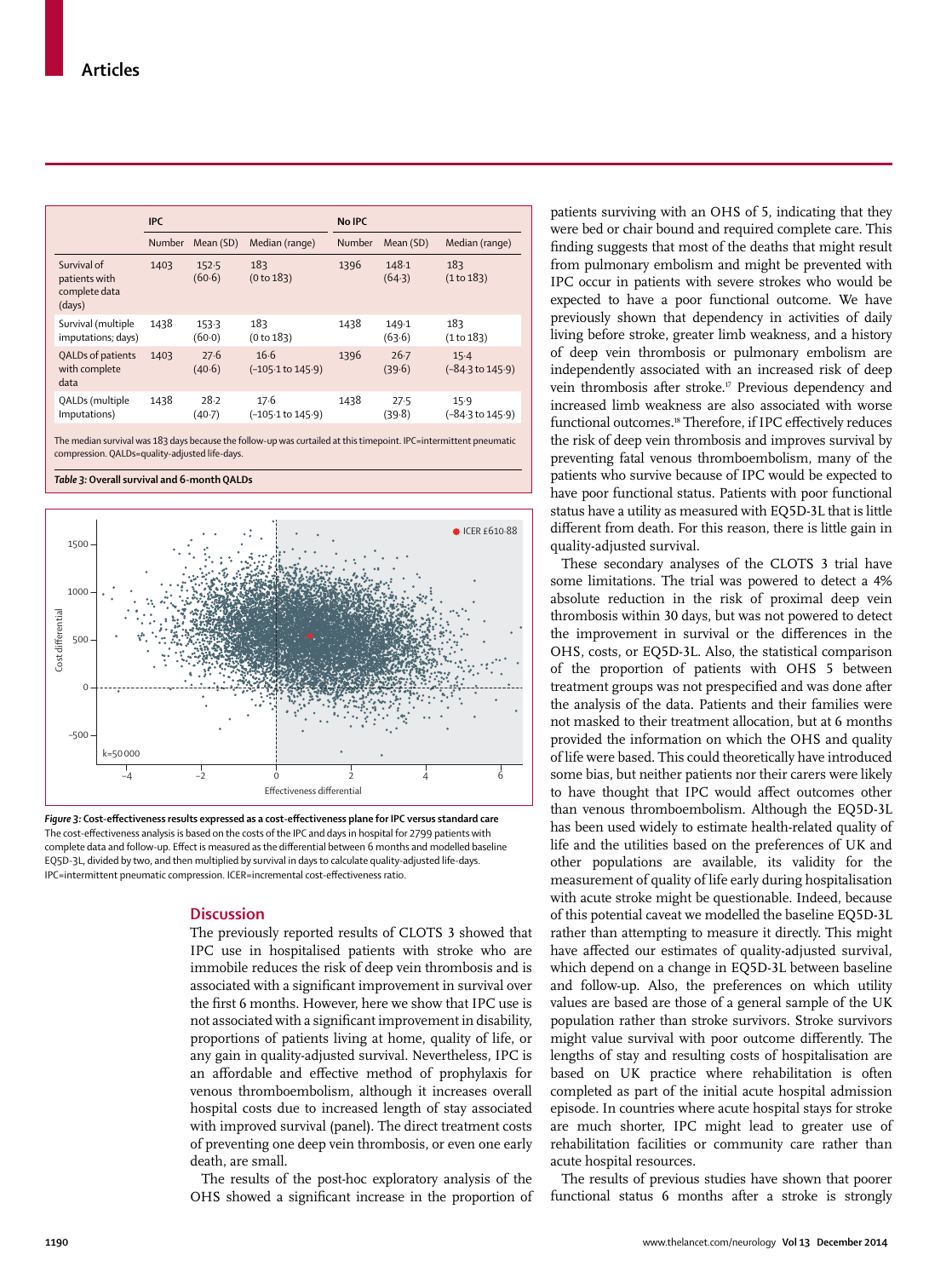| | IPC | | | No IPC | | |
|---|---|---|---|---|---|---|
| | Number | Mean (SD) | Median (range) | Number | Mean (SD) | Median (range) |
| Survival of patients with complete data (days) | 1403 | 152·5 (60·6) | 183 (0 to 183) | 1396 | 148·1 (64·3) | 183 (1 to 183) |
| Survival (multiple imputations; days) | 1438 | 153·3 (60·0) | 183 (0 to 183) | 1438 | 149·1 (63·6) | 183 (1 to 183) |
| QALDs of patients with complete data | 1403 | 27·6 (40·6) | 16·6 (−105·1 to 145·9) | 1396 | 26·7 (39·6) | 15·4 (−84·3 to 145·9) |
| QALDs (multiple Imputations) | 1438 | 28·2 (40·7) | 17·6 (−105·1 to 145·9) | 1438 | 27·5 (39·8) | 15·9 (−84·3 to 145·9) |

The median survival was 183 days because the follow-up was curtailed at this timepoint. IPC=intermittent pneumatic compression. QALDs=quality-adjusted life-days.

*Table 3:* **Overall survival and 6-month QALDs**

*Figure 3:* **Cost-effectiveness results expressed as a cost-effectiveness plane for IPC versus standard care**
The cost-effectiveness analysis is based on the costs of the IPC and days in hospital for 2799 patients with complete data and follow-up. Effect is measured as the differential between 6 months and modelled baseline EQ5D-3L, divided by two, and then multiplied by survival in days to calculate quality-adjusted life-days. IPC=intermittent pneumatic compression. ICER=incremental cost-effectiveness ratio.

## Discussion

The previously reported results of CLOTS 3 showed that IPC use in hospitalised patients with stroke who are immobile reduces the risk of deep vein thrombosis and is associated with a significant improvement in survival over the first 6 months. However, here we show that IPC use is not associated with a significant improvement in disability, proportions of patients living at home, quality of life, or any gain in quality-adjusted survival. Nevertheless, IPC is an affordable and effective method of prophylaxis for venous thromboembolism, although it increases overall hospital costs due to increased length of stay associated with improved survival (panel). The direct treatment costs of preventing one deep vein thrombosis, or even one early death, are small.

The results of the post-hoc exploratory analysis of the OHS showed a significant increase in the proportion of patients surviving with an OHS of 5, indicating that they were bed or chair bound and required complete care. This finding suggests that most of the deaths that might result from pulmonary embolism and might be prevented with IPC occur in patients with severe strokes who would be expected to have a poor functional outcome. We have previously shown that dependency in activities of daily living before stroke, greater limb weakness, and a history of deep vein thrombosis or pulmonary embolism are independently associated with an increased risk of deep vein thrombosis after stroke.[17] Previous dependency and increased limb weakness are also associated with worse functional outcomes.[18] Therefore, if IPC effectively reduces the risk of deep vein thrombosis and improves survival by preventing fatal venous thromboembolism, many of the patients who survive because of IPC would be expected to have poor functional status. Patients with poor functional status have a utility as measured with EQ5D-3L that is little different from death. For this reason, there is little gain in quality-adjusted survival.

These secondary analyses of the CLOTS 3 trial have some limitations. The trial was powered to detect a 4% absolute reduction in the risk of proximal deep vein thrombosis within 30 days, but was not powered to detect the improvement in survival or the differences in the OHS, costs, or EQ5D-3L. Also, the statistical comparison of the proportion of patients with OHS 5 between treatment groups was not prespecified and was done after the analysis of the data. Patients and their families were not masked to their treatment allocation, but at 6 months provided the information on which the OHS and quality of life were based. This could theoretically have introduced some bias, but neither patients nor their carers were likely to have thought that IPC would affect outcomes other than venous thromboembolism. Although the EQ5D-3L has been used widely to estimate health-related quality of life and the utilities based on the preferences of UK and other populations are available, its validity for the measurement of quality of life early during hospitalisation with acute stroke might be questionable. Indeed, because of this potential caveat we modelled the baseline EQ5D-3L rather than attempting to measure it directly. This might have affected our estimates of quality-adjusted survival, which depend on a change in EQ5D-3L between baseline and follow-up. Also, the preferences on which utility values are based are those of a general sample of the UK population rather than stroke survivors. Stroke survivors might value survival with poor outcome differently. The lengths of stay and resulting costs of hospitalisation are based on UK practice where rehabilitation is often completed as part of the initial acute hospital admission episode. In countries where acute hospital stays for stroke are much shorter, IPC might lead to greater use of rehabilitation facilities or community care rather than acute hospital resources.

The results of previous studies have shown that poorer functional status 6 months after a stroke is strongly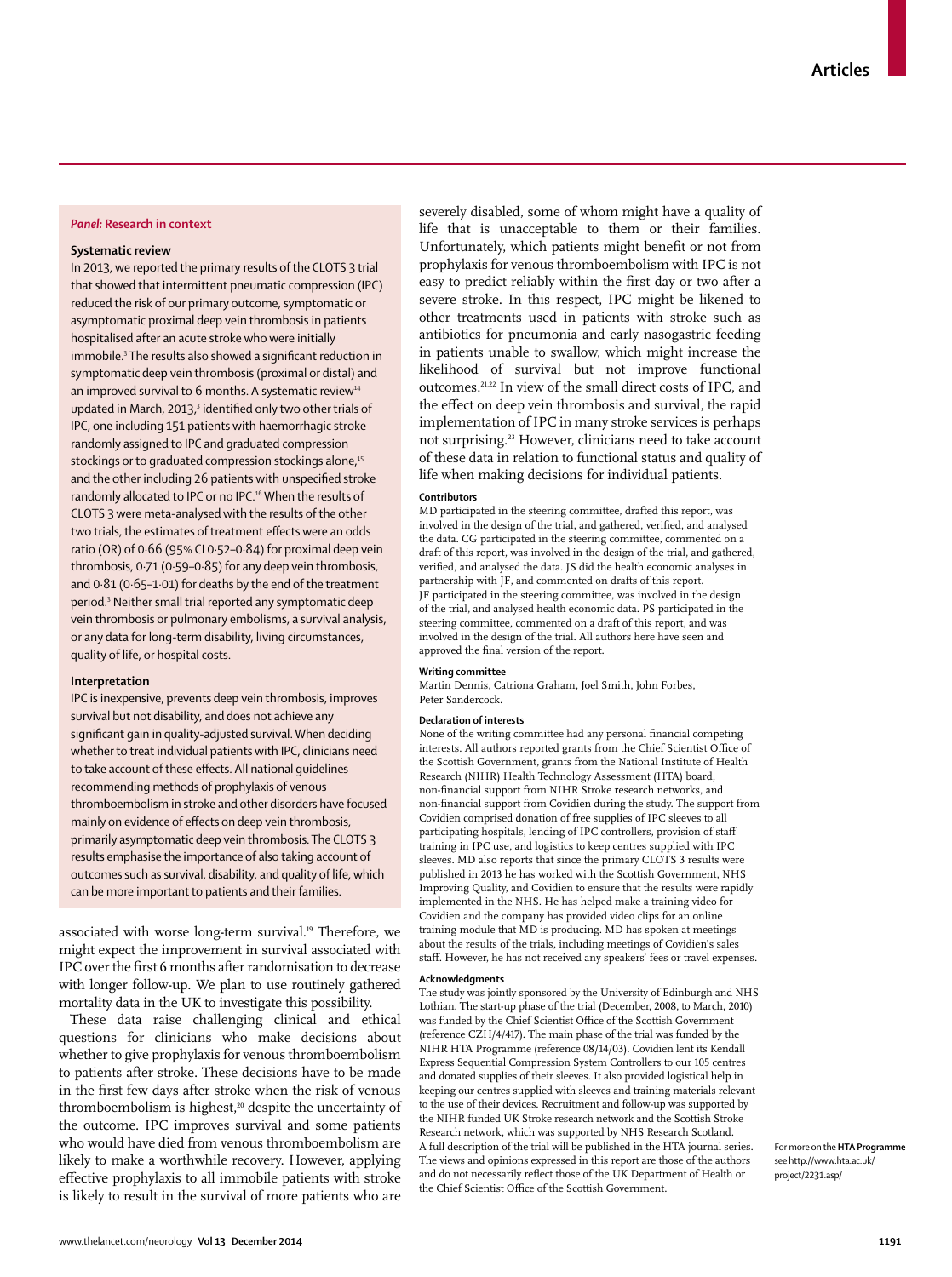## Panel: Research in context

### Systematic review

In 2013, we reported the primary results of the CLOTS 3 trial that showed that intermittent pneumatic compression (IPC) reduced the risk of our primary outcome, symptomatic or asymptomatic proximal deep vein thrombosis in patients hospitalised after an acute stroke who were initially immobile.[3] The results also showed a significant reduction in symptomatic deep vein thrombosis (proximal or distal) and an improved survival to 6 months. A systematic review[14] updated in March, 2013,[3] identified only two other trials of IPC, one including 151 patients with haemorrhagic stroke randomly assigned to IPC and graduated compression stockings or to graduated compression stockings alone,[15] and the other including 26 patients with unspecified stroke randomly allocated to IPC or no IPC.[16] When the results of CLOTS 3 were meta-analysed with the results of the other two trials, the estimates of treatment effects were an odds ratio (OR) of 0·66 (95% CI 0·52–0·84) for proximal deep vein thrombosis, 0·71 (0·59–0·85) for any deep vein thrombosis, and 0·81 (0·65–1·01) for deaths by the end of the treatment period.[3] Neither small trial reported any symptomatic deep vein thrombosis or pulmonary embolisms, a survival analysis, or any data for long-term disability, living circumstances, quality of life, or hospital costs.

### Interpretation

IPC is inexpensive, prevents deep vein thrombosis, improves survival but not disability, and does not achieve any significant gain in quality-adjusted survival. When deciding whether to treat individual patients with IPC, clinicians need to take account of these effects. All national guidelines recommending methods of prophylaxis of venous thromboembolism in stroke and other disorders have focused mainly on evidence of effects on deep vein thrombosis, primarily asymptomatic deep vein thrombosis. The CLOTS 3 results emphasise the importance of also taking account of outcomes such as survival, disability, and quality of life, which can be more important to patients and their families.

associated with worse long-term survival.[19] Therefore, we might expect the improvement in survival associated with IPC over the first 6 months after randomisation to decrease with longer follow-up. We plan to use routinely gathered mortality data in the UK to investigate this possibility.

These data raise challenging clinical and ethical questions for clinicians who make decisions about whether to give prophylaxis for venous thromboembolism to patients after stroke. These decisions have to be made in the first few days after stroke when the risk of venous thromboembolism is highest,[20] despite the uncertainty of the outcome. IPC improves survival and some patients who would have died from venous thromboembolism are likely to make a worthwhile recovery. However, applying effective prophylaxis to all immobile patients with stroke is likely to result in the survival of more patients who are severely disabled, some of whom might have a quality of life that is unacceptable to them or their families. Unfortunately, which patients might benefit or not from prophylaxis for venous thromboembolism with IPC is not easy to predict reliably within the first day or two after a severe stroke. In this respect, IPC might be likened to other treatments used in patients with stroke such as antibiotics for pneumonia and early nasogastric feeding in patients unable to swallow, which might increase the likelihood of survival but not improve functional outcomes.[21,22] In view of the small direct costs of IPC, and the effect on deep vein thrombosis and survival, the rapid implementation of IPC in many stroke services is perhaps not surprising.[23] However, clinicians need to take account of these data in relation to functional status and quality of life when making decisions for individual patients.

#### Contributors

MD participated in the steering committee, drafted this report, was involved in the design of the trial, and gathered, verified, and analysed the data. CG participated in the steering committee, commented on a draft of this report, was involved in the design of the trial, and gathered, verified, and analysed the data. JS did the health economic analyses in partnership with JF, and commented on drafts of this report. JF participated in the steering committee, was involved in the design of the trial, and analysed health economic data. PS participated in the steering committee, commented on a draft of this report, and was involved in the design of the trial. All authors here have seen and approved the final version of the report.

#### Writing committee

Martin Dennis, Catriona Graham, Joel Smith, John Forbes, Peter Sandercock.

#### Declaration of interests

None of the writing committee had any personal financial competing interests. All authors reported grants from the Chief Scientist Office of the Scottish Government, grants from the National Institute of Health Research (NIHR) Health Technology Assessment (HTA) board, non-financial support from NIHR Stroke research networks, and non-financial support from Covidien during the study. The support from Covidien comprised donation of free supplies of IPC sleeves to all participating hospitals, lending of IPC controllers, provision of staff training in IPC use, and logistics to keep centres supplied with IPC sleeves. MD also reports that since the primary CLOTS 3 results were published in 2013 he has worked with the Scottish Government, NHS Improving Quality, and Covidien to ensure that the results were rapidly implemented in the NHS. He has helped make a training video for Covidien and the company has provided video clips for an online training module that MD is producing. MD has spoken at meetings about the results of the trials, including meetings of Covidien's sales staff. However, he has not received any speakers' fees or travel expenses.

#### Acknowledgments

The study was jointly sponsored by the University of Edinburgh and NHS Lothian. The start-up phase of the trial (December, 2008, to March, 2010) was funded by the Chief Scientist Office of the Scottish Government (reference CZH/4/417). The main phase of the trial was funded by the NIHR HTA Programme (reference 08/14/03). Covidien lent its Kendall Express Sequential Compression System Controllers to our 105 centres and donated supplies of their sleeves. It also provided logistical help in keeping our centres supplied with sleeves and training materials relevant to the use of their devices. Recruitment and follow-up was supported by the NIHR funded UK Stroke research network and the Scottish Stroke Research network, which was supported by NHS Research Scotland. A full description of the trial will be published in the HTA journal series. The views and opinions expressed in this report are those of the authors and do not necessarily reflect those of the UK Department of Health or the Chief Scientist Office of the Scottish Government.

For more on the **HTA Programme** see http://www.hta.ac.uk/project/2231.asp/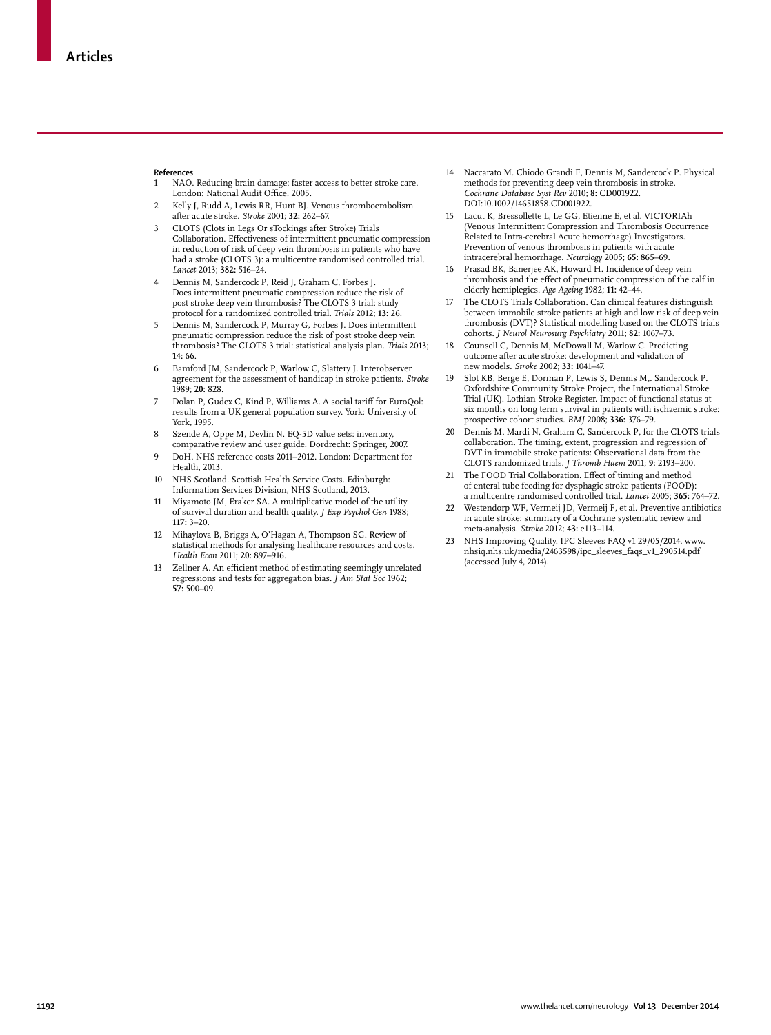## References

1. NAO. Reducing brain damage: faster access to better stroke care. London: National Audit Office, 2005.
2. Kelly J, Rudd A, Lewis RR, Hunt BJ. Venous thromboembolism after acute stroke. *Stroke* 2001; **32:** 262–67.
3. CLOTS (Clots in Legs Or sTockings after Stroke) Trials Collaboration. Effectiveness of intermittent pneumatic compression in reduction of risk of deep vein thrombosis in patients who have had a stroke (CLOTS 3): a multicentre randomised controlled trial. *Lancet* 2013; **382:** 516–24.
4. Dennis M, Sandercock P, Reid J, Graham C, Forbes J. Does intermittent pneumatic compression reduce the risk of post stroke deep vein thrombosis? The CLOTS 3 trial: study protocol for a randomized controlled trial. *Trials* 2012; **13:** 26.
5. Dennis M, Sandercock P, Murray G, Forbes J. Does intermittent pneumatic compression reduce the risk of post stroke deep vein thrombosis? The CLOTS 3 trial: statistical analysis plan. *Trials* 2013; **14:** 66.
6. Bamford JM, Sandercock P, Warlow C, Slattery J. Interobserver agreement for the assessment of handicap in stroke patients. *Stroke* 1989; **20:** 828.
7. Dolan P, Gudex C, Kind P, Williams A. A social tariff for EuroQol: results from a UK general population survey. York: University of York, 1995.
8. Szende A, Oppe M, Devlin N. EQ-5D value sets: inventory, comparative review and user guide. Dordrecht: Springer, 2007.
9. DoH. NHS reference costs 2011–2012. London: Department for Health, 2013.
10. NHS Scotland. Scottish Health Service Costs. Edinburgh: Information Services Division, NHS Scotland, 2013.
11. Miyamoto JM, Eraker SA. A multiplicative model of the utility of survival duration and health quality. *J Exp Psychol Gen* 1988; **117:** 3–20.
12. Mihaylova B, Briggs A, O'Hagan A, Thompson SG. Review of statistical methods for analysing healthcare resources and costs. *Health Econ* 2011; **20:** 897–916.
13. Zellner A. An efficient method of estimating seemingly unrelated regressions and tests for aggregation bias. *J Am Stat Soc* 1962; **57:** 500–09.
14. Naccarato M. Chiodo Grandi F, Dennis M, Sandercock P. Physical methods for preventing deep vein thrombosis in stroke. *Cochrane Database Syst Rev* 2010; **8:** CD001922. DOI:10.1002/14651858.CD001922.
15. Lacut K, Bressollette L, Le GG, Etienne E, et al. VICTORIAh (Venous Intermittent Compression and Thrombosis Occurrence Related to Intra-cerebral Acute hemorrhage) Investigators. Prevention of venous thrombosis in patients with acute intracerebral hemorrhage. *Neurology* 2005; **65:** 865–69.
16. Prasad BK, Banerjee AK, Howard H. Incidence of deep vein thrombosis and the effect of pneumatic compression of the calf in elderly hemiplegics. *Age Ageing* 1982; **11:** 42–44.
17. The CLOTS Trials Collaboration. Can clinical features distinguish between immobile stroke patients at high and low risk of deep vein thrombosis (DVT)? Statistical modelling based on the CLOTS trials cohorts. *J Neurol Neurosurg Psychiatry* 2011; **82:** 1067–73.
18. Counsell C, Dennis M, McDowall M, Warlow C. Predicting outcome after acute stroke: development and validation of new models. *Stroke* 2002; **33:** 1041–47.
19. Slot KB, Berge E, Dorman P, Lewis S, Dennis M,. Sandercock P. Oxfordshire Community Stroke Project, the International Stroke Trial (UK). Lothian Stroke Register. Impact of functional status at six months on long term survival in patients with ischaemic stroke: prospective cohort studies. *BMJ* 2008; **336:** 376–79.
20. Dennis M, Mardi N, Graham C, Sandercock P, for the CLOTS trials collaboration. The timing, extent, progression and regression of DVT in immobile stroke patients: Observational data from the CLOTS randomized trials. *J Thromb Haem* 2011; **9:** 2193–200.
21. The FOOD Trial Collaboration. Effect of timing and method of enteral tube feeding for dysphagic stroke patients (FOOD): a multicentre randomised controlled trial. *Lancet* 2005; **365:** 764–72.
22. Westendorp WF, Vermeij JD, Vermeij F, et al. Preventive antibiotics in acute stroke: summary of a Cochrane systematic review and meta-analysis. *Stroke* 2012; **43:** e113–114.
23. NHS Improving Quality. IPC Sleeves FAQ v1 29/05/2014. www.nhsiq.nhs.uk/media/2463598/ipc_sleeves_faqs_v1_290514.pdf (accessed July 4, 2014).